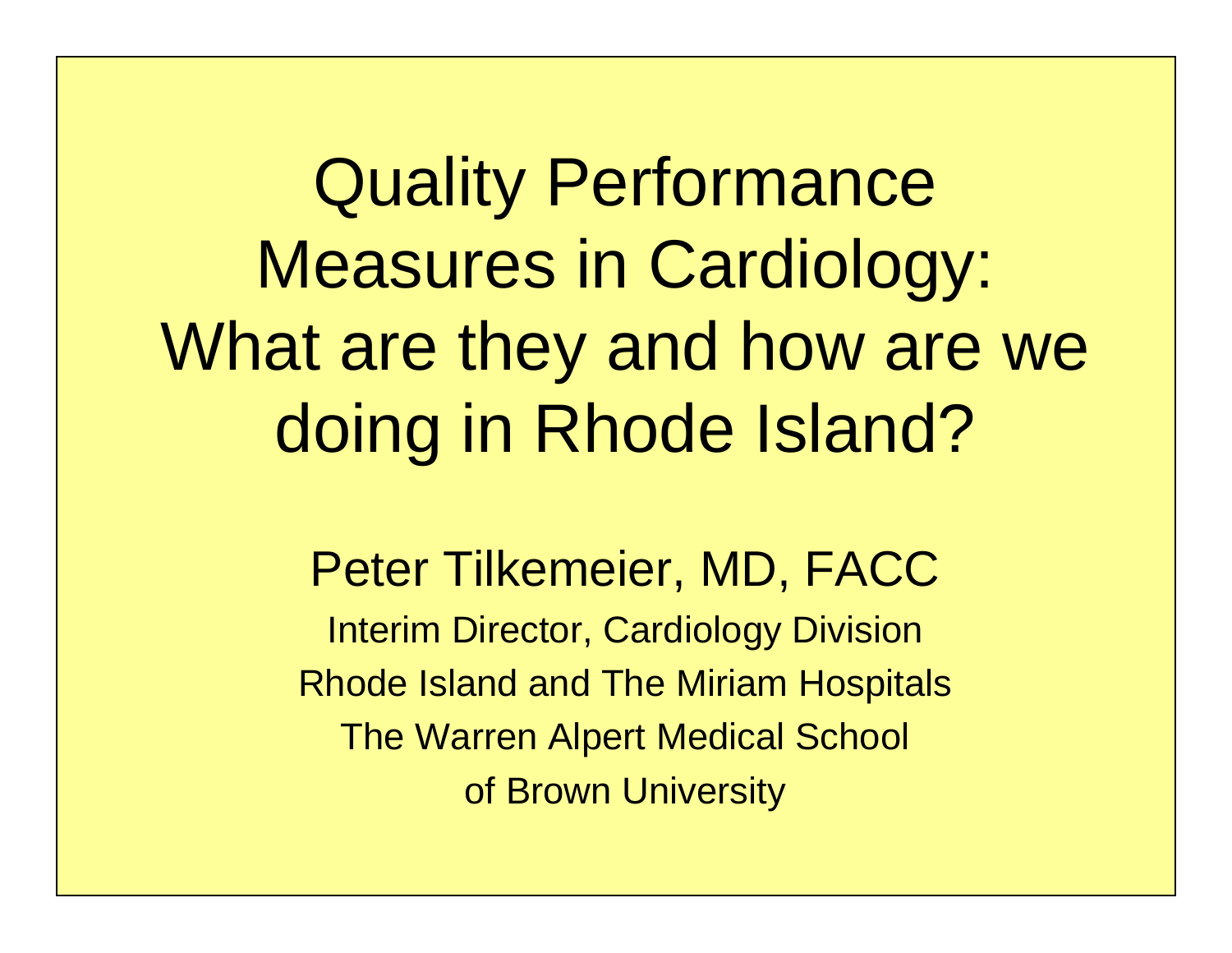# Quality Performance Measures in Cardiology: What are they and how are we doing in Rhode Island?

Peter Tilkemeier, MD, FACC

Interim Director, Cardiology Division

Rhode Island and The Miriam Hospitals

The Warren Alpert Medical School of Brown University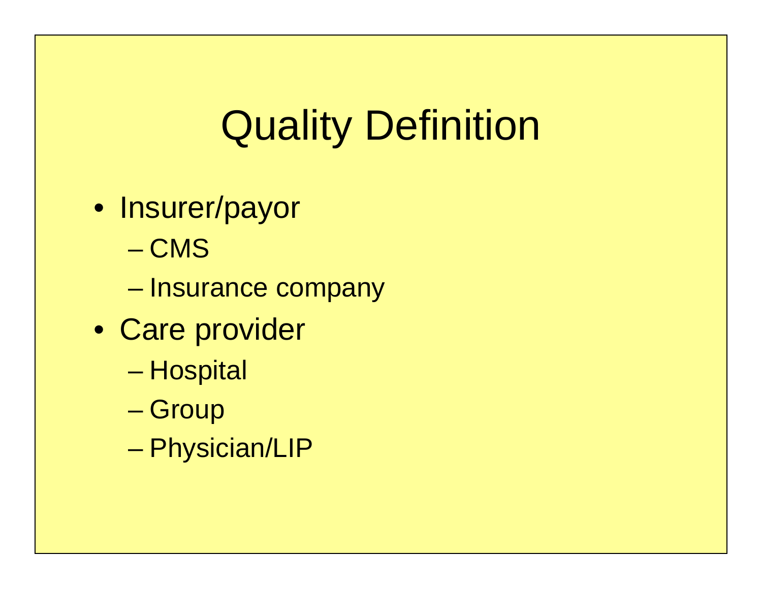# Quality Definition

- Insurer/payor
  - CMS
  - Insurance company
- Care provider
  - Hospital
  - Group
  - Physician/LIP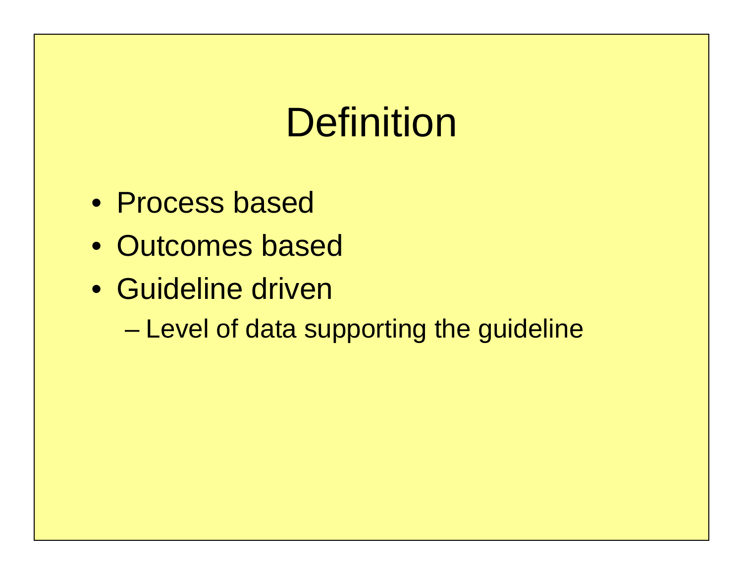# Definition

- Process based
- Outcomes based
- Guideline driven
  - Level of data supporting the guideline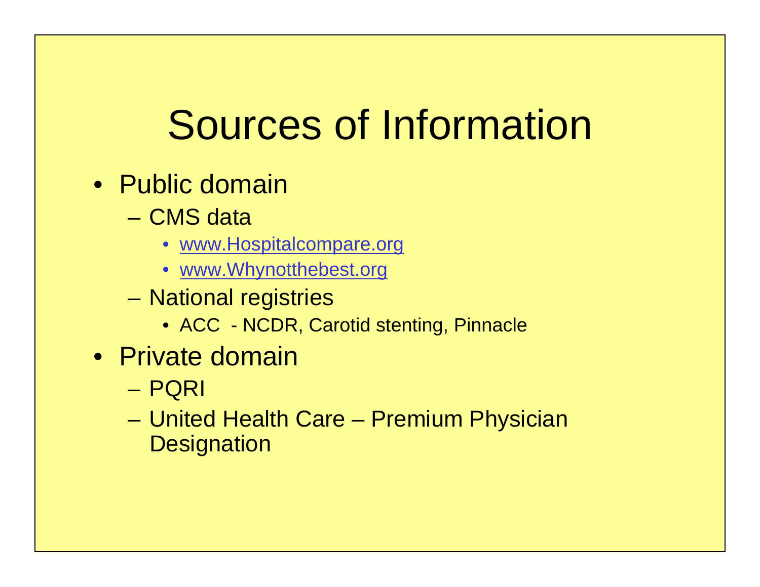# Sources of Information

- Public domain
  - CMS data
    - [www.Hospitalcompare.org](http://www.Hospitalcompare.org)
    - [www.Whynotthebest.org](http://www.Whynotthebest.org)
  - National registries
    - ACC - NCDR, Carotid stenting, Pinnacle
- Private domain
  - PQRI
  - United Health Care – Premium Physician Designation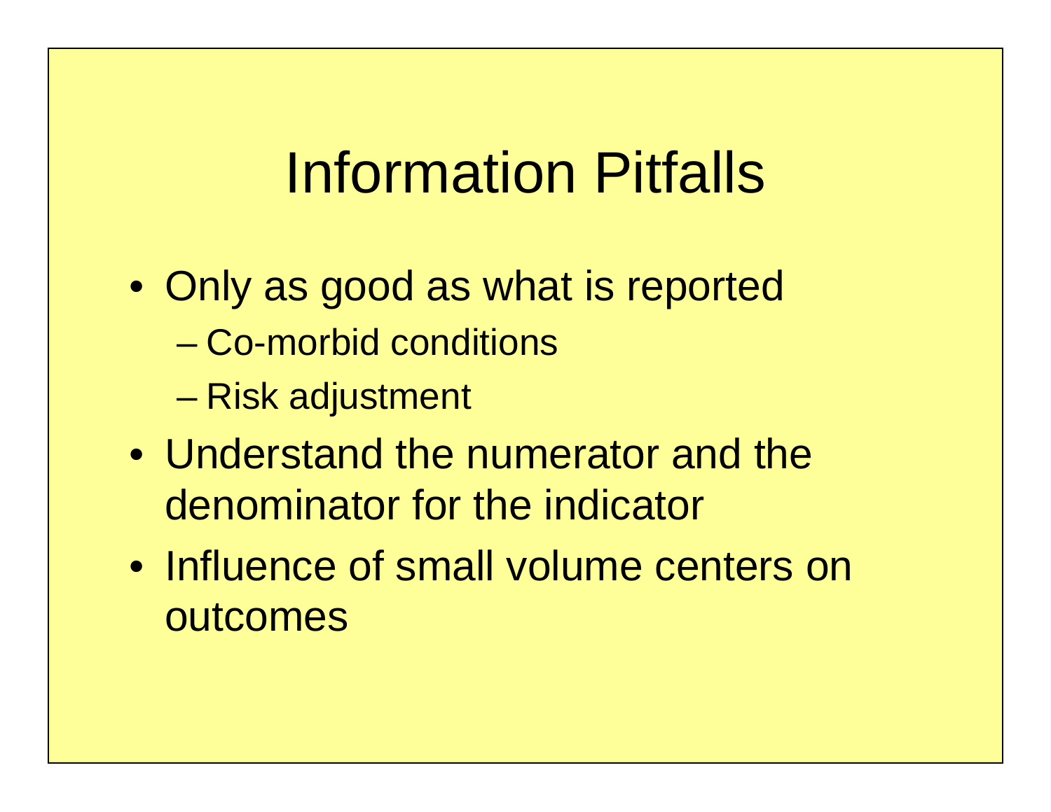# Information Pitfalls

- Only as good as what is reported
  - Co-morbid conditions
  - Risk adjustment
- Understand the numerator and the denominator for the indicator
- Influence of small volume centers on outcomes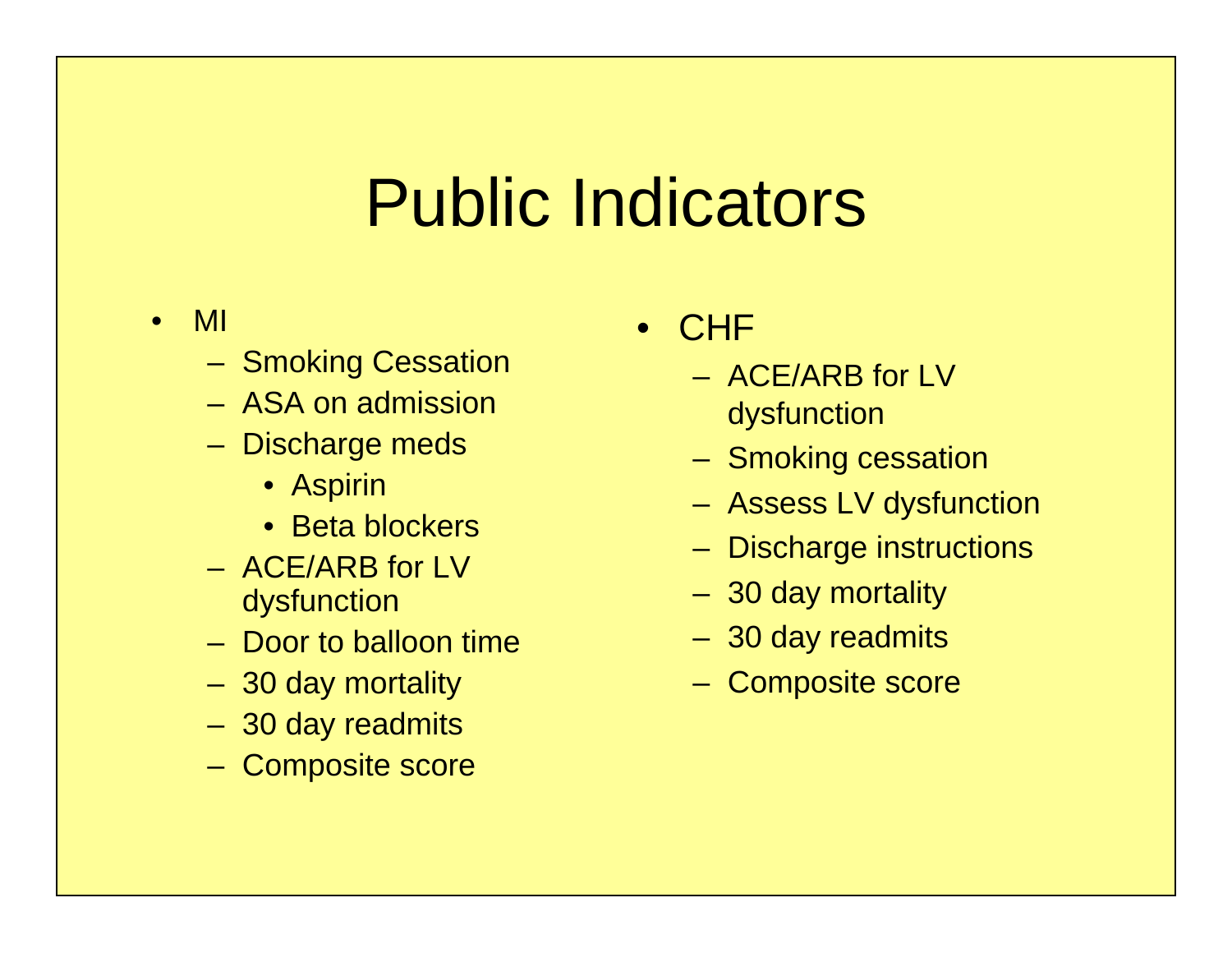# Public Indicators

- MI
  - Smoking Cessation
  - ASA on admission
  - Discharge meds
    - Aspirin
    - Beta blockers
  - ACE/ARB for LV dysfunction
  - Door to balloon time
  - 30 day mortality
  - 30 day readmits
  - Composite score
- CHF
  - ACE/ARB for LV dysfunction
  - Smoking cessation
  - Assess LV dysfunction
  - Discharge instructions
  - 30 day mortality
  - 30 day readmits
  - Composite score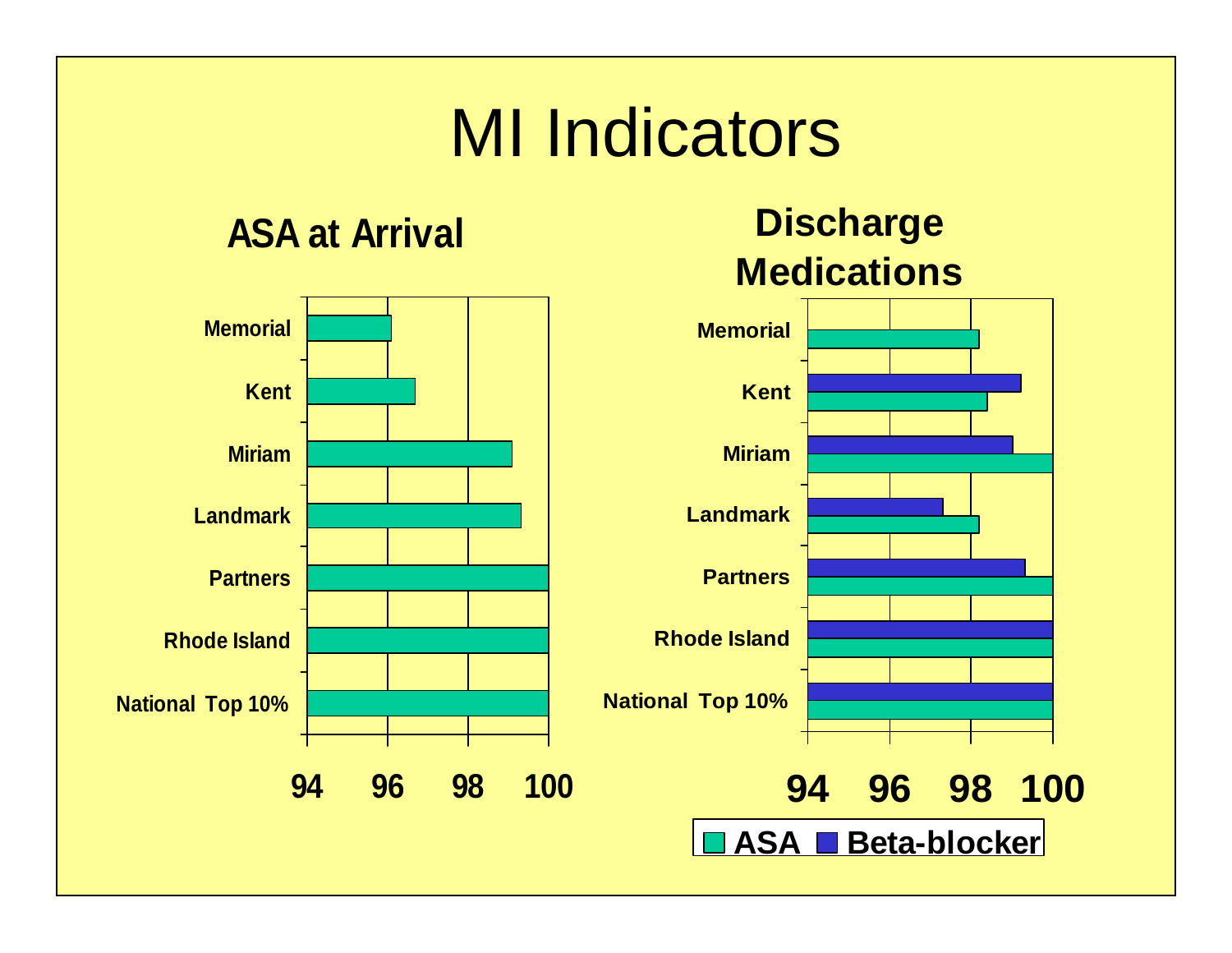# MI Indicators

## ASA at Arrival

- Memorial
- Kent
- Miriam
- Landmark
- Partners
- Rhode Island
- National Top 10%

94 96 98 100

## Discharge Medications

- Memorial
- Kent
- Miriam
- Landmark
- Partners
- Rhode Island
- National Top 10%

94 96 98 100

ASA Beta-blocker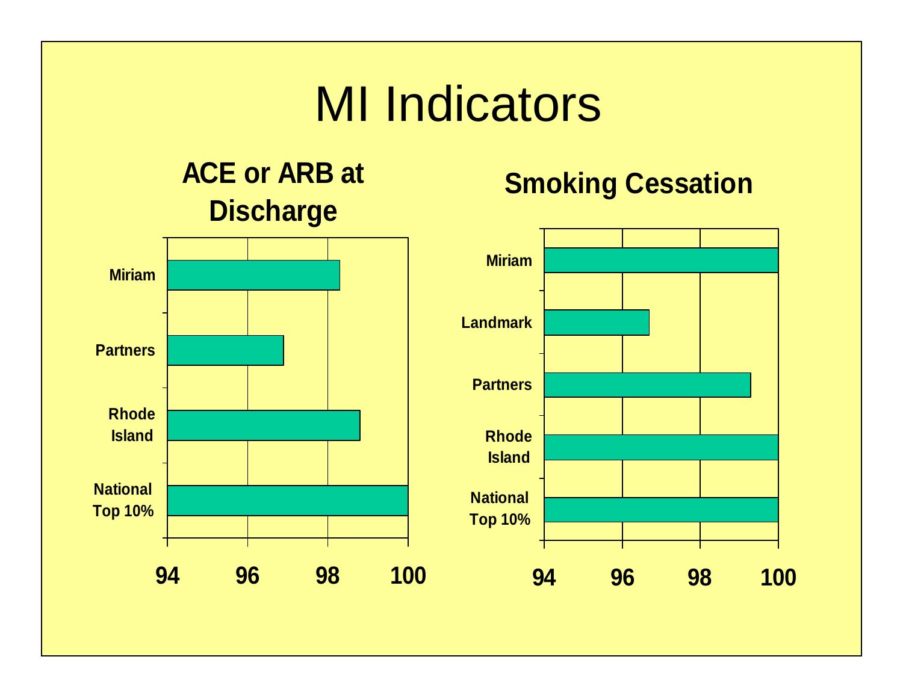# MI Indicators

### ACE or ARB at Discharge

Miriam

Partners

Rhode Island

National Top 10%

94 96 98 100

### Smoking Cessation

Miriam

Landmark

Partners

Rhode Island

National Top 10%

94 96 98 100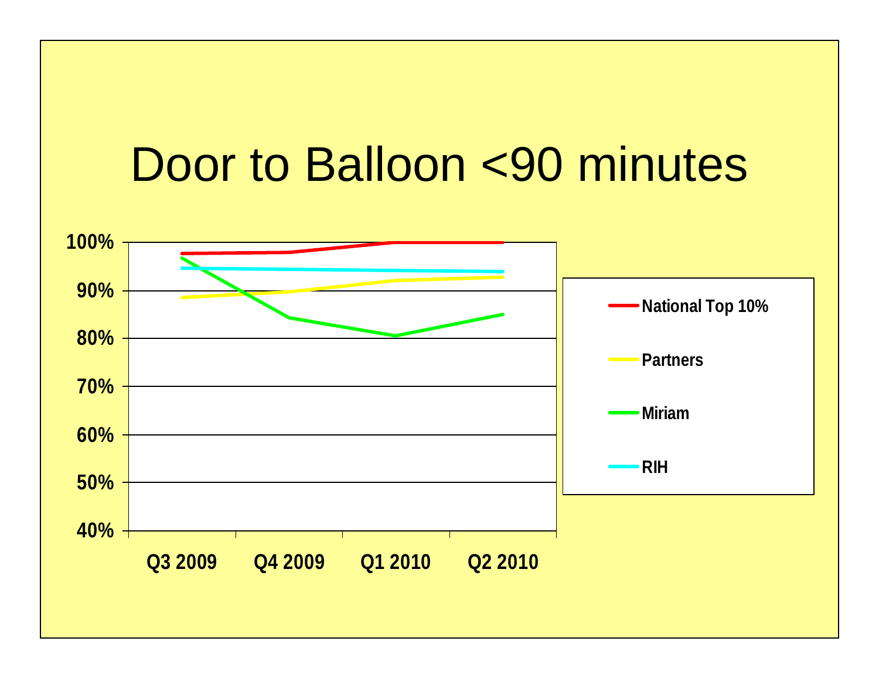# Door to Balloon <90 minutes

100%
90%
80%
70%
60%
50%
40%

Q3 2009 Q4 2009 Q1 2010 Q2 2010

- National Top 10%
- Partners
- Miriam
- RIH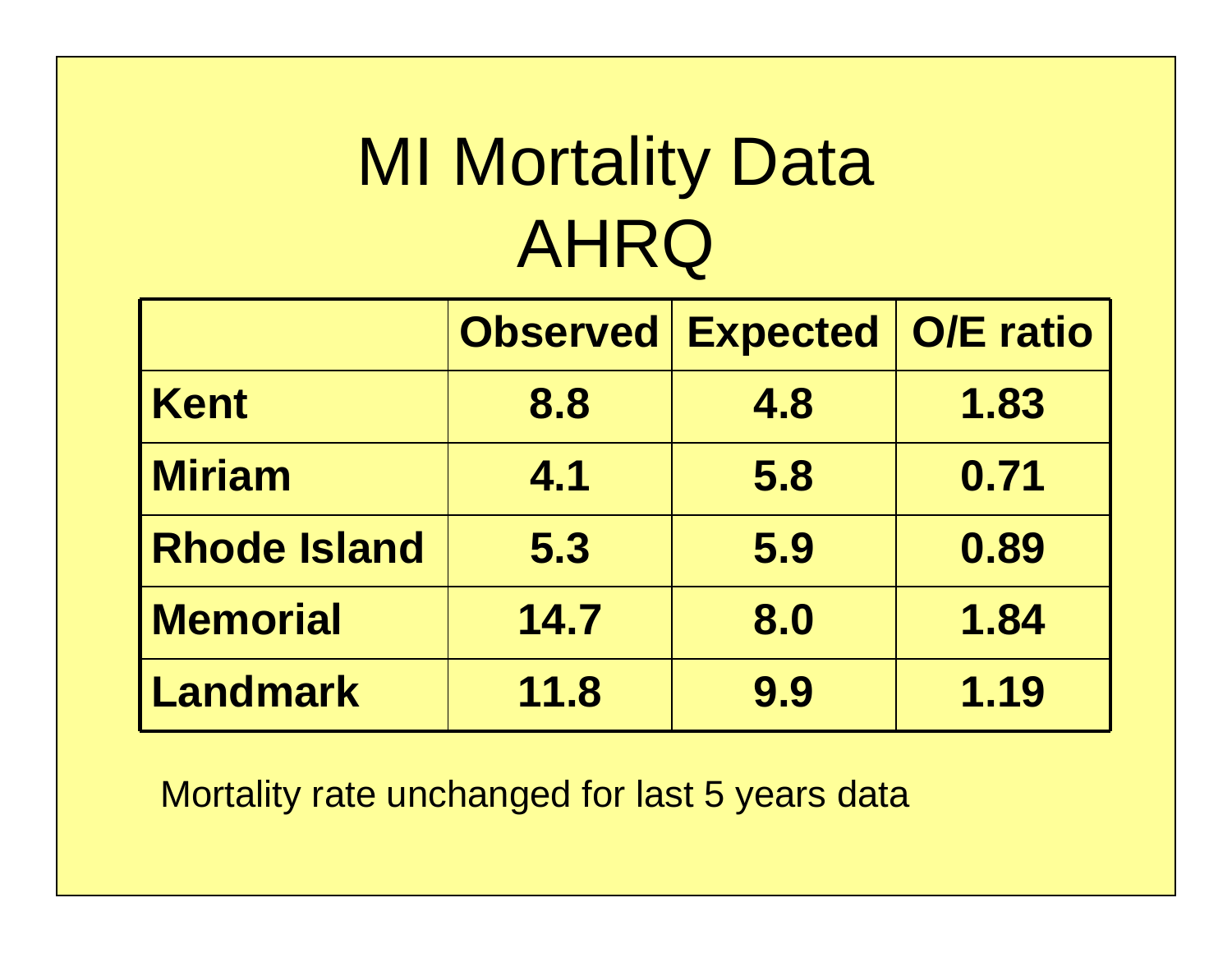# MI Mortality Data AHRQ

| | Observed | Expected | O/E ratio |
|---|---|---|---|
| **Kent** | **8.8** | **4.8** | **1.83** |
| **Miriam** | **4.1** | **5.8** | **0.71** |
| **Rhode Island** | **5.3** | **5.9** | **0.89** |
| **Memorial** | **14.7** | **8.0** | **1.84** |
| **Landmark** | **11.8** | **9.9** | **1.19** |

Mortality rate unchanged for last 5 years data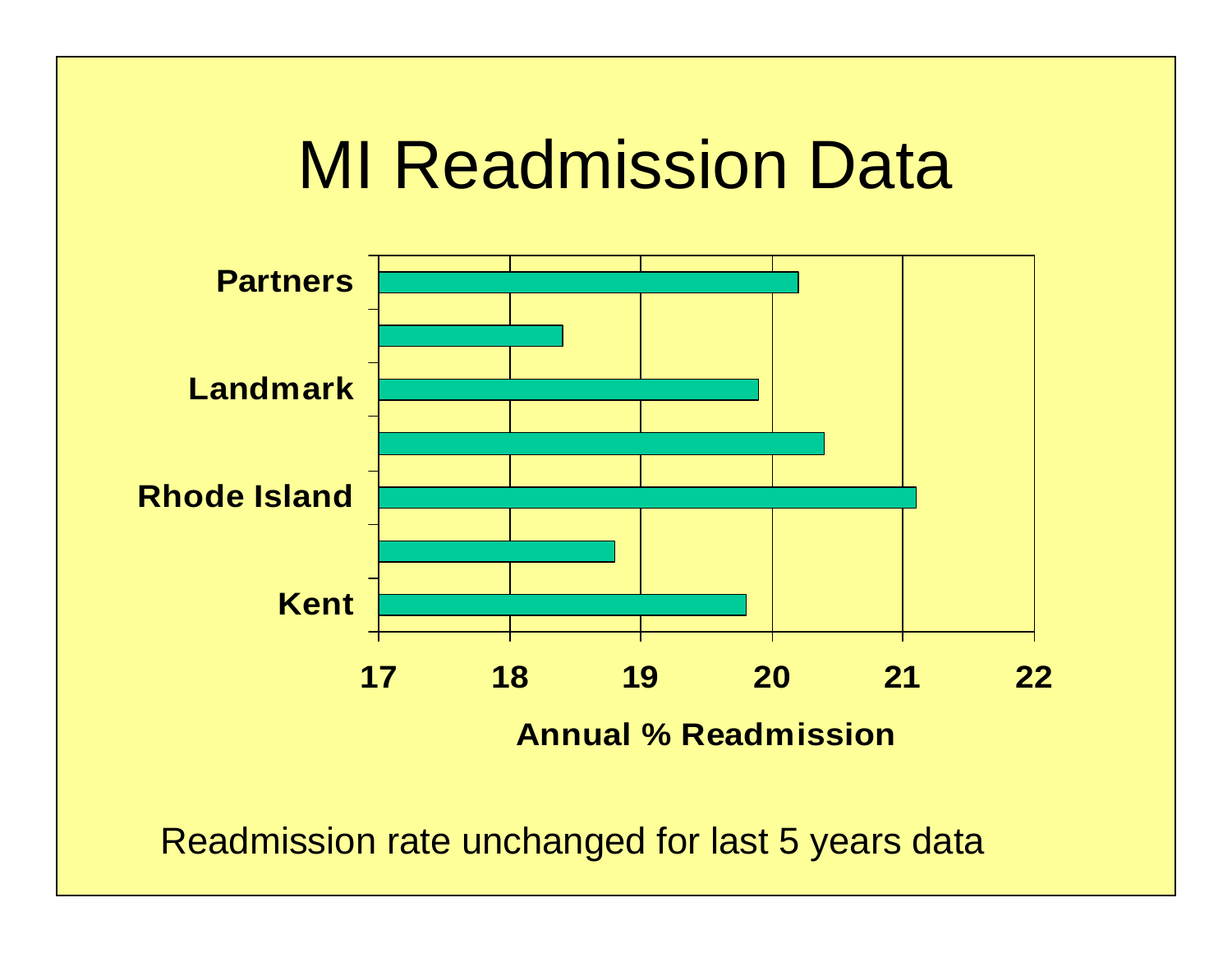# MI Readmission Data

Partners

Landmark

Rhode Island

Kent

17 18 19 20 21 22

Annual % Readmission

Readmission rate unchanged for last 5 years data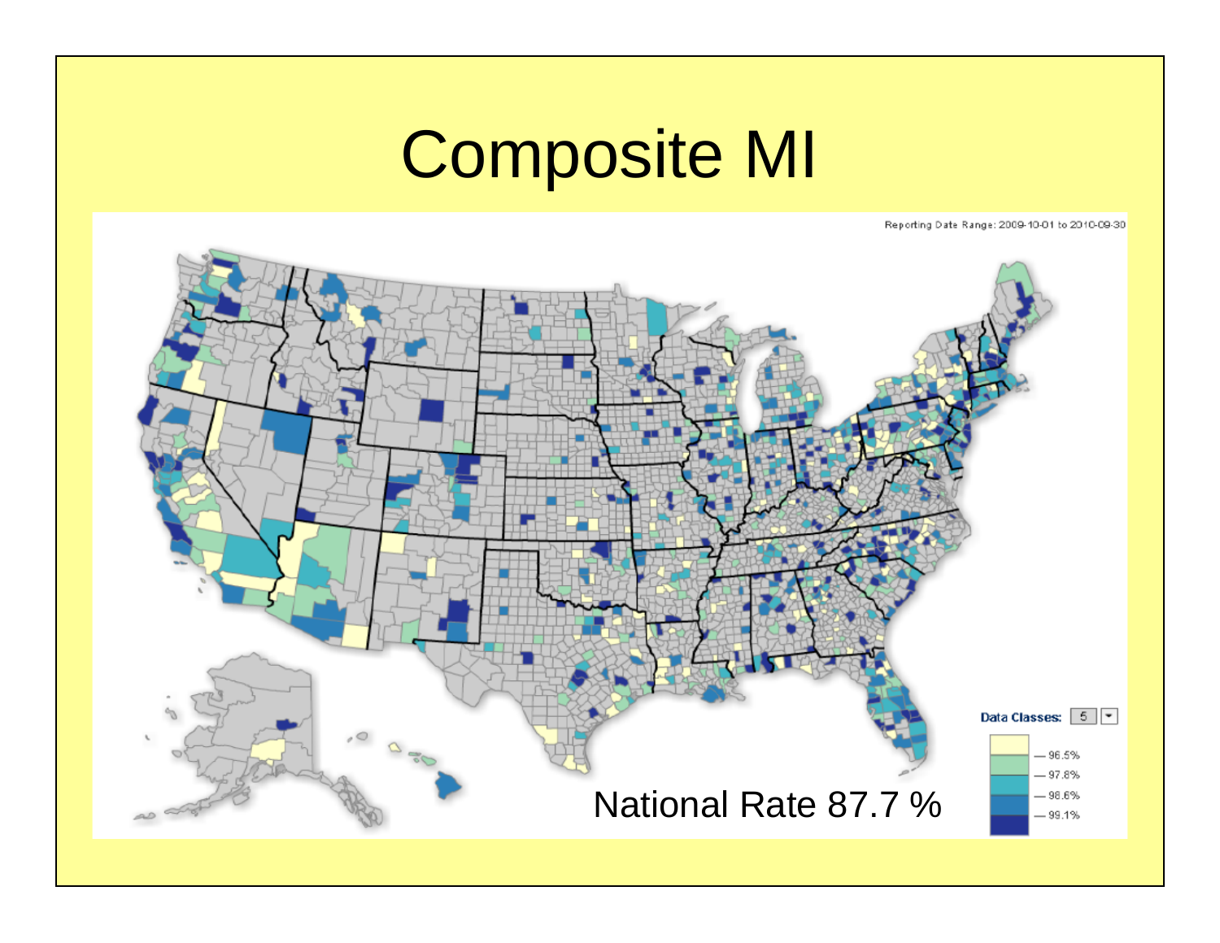# Composite MI

Reporting Date Range: 2009-10-01 to 2010-09-30

National Rate 87.7 %

Data Classes: 5

- 96.5%
- 97.8%
- 98.6%
- 99.1%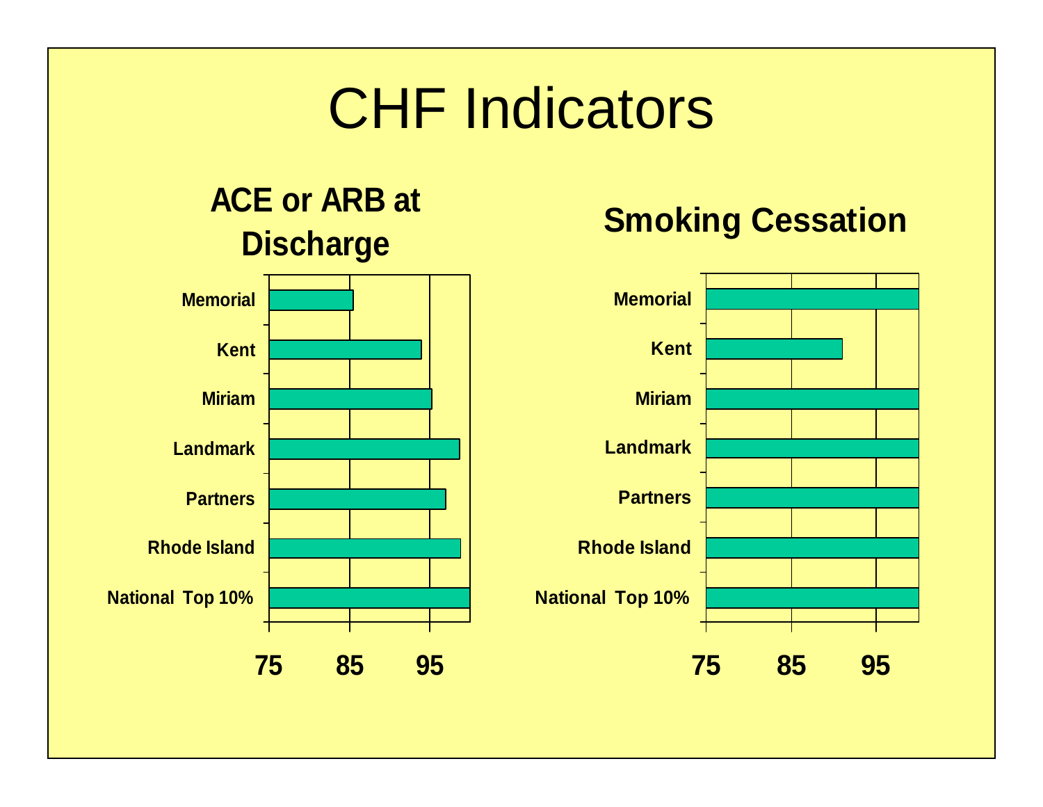# CHF Indicators

## ACE or ARB at Discharge

- Memorial
- Kent
- Miriam
- Landmark
- Partners
- Rhode Island
- National Top 10%

75 85 95

## Smoking Cessation

- Memorial
- Kent
- Miriam
- Landmark
- Partners
- Rhode Island
- National Top 10%

75 85 95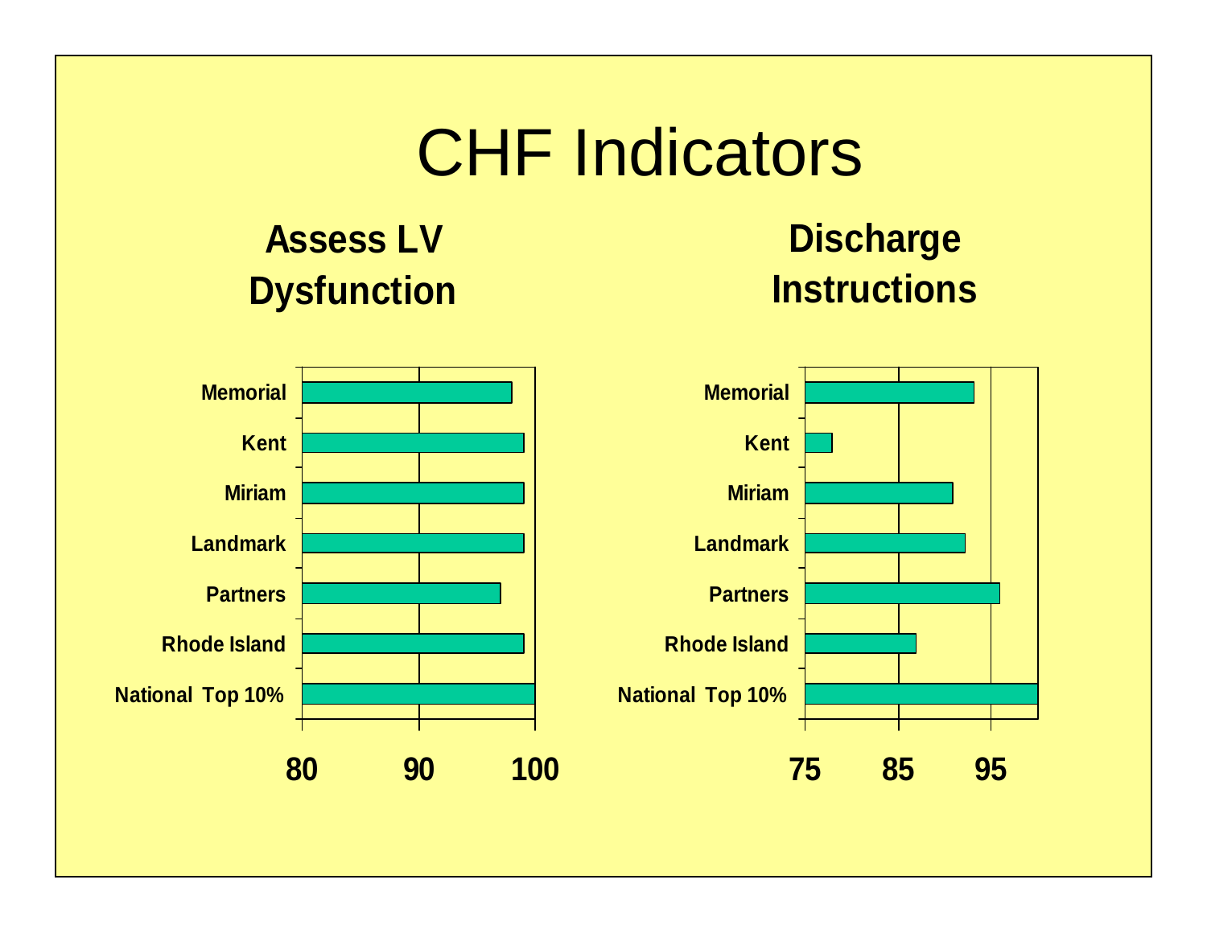# CHF Indicators

## Assess LV Dysfunction

Memorial

Kent

Miriam

Landmark

Partners

Rhode Island

National Top 10%

80 90 100

## Discharge Instructions

Memorial

Kent

Miriam

Landmark

Partners

Rhode Island

National Top 10%

75 85 95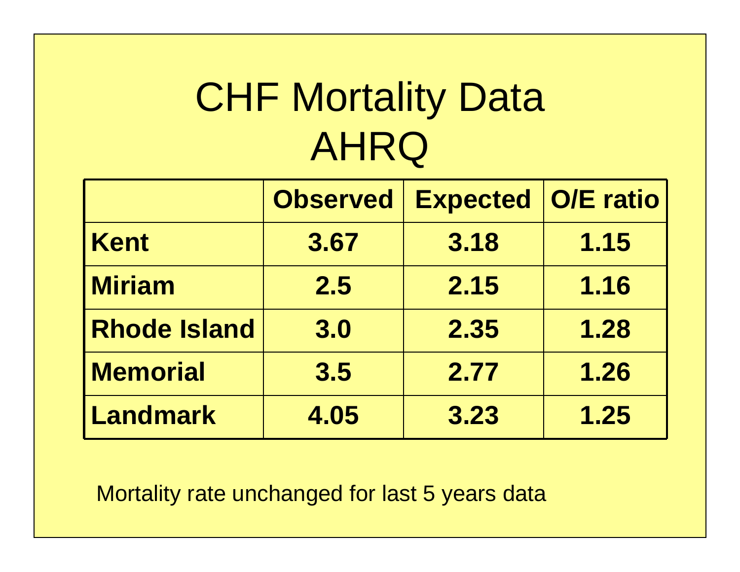# CHF Mortality Data AHRQ

| | Observed | Expected | O/E ratio |
|---|---|---|---|
| **Kent** | **3.67** | **3.18** | **1.15** |
| **Miriam** | **2.5** | **2.15** | **1.16** |
| **Rhode Island** | **3.0** | **2.35** | **1.28** |
| **Memorial** | **3.5** | **2.77** | **1.26** |
| **Landmark** | **4.05** | **3.23** | **1.25** |

Mortality rate unchanged for last 5 years data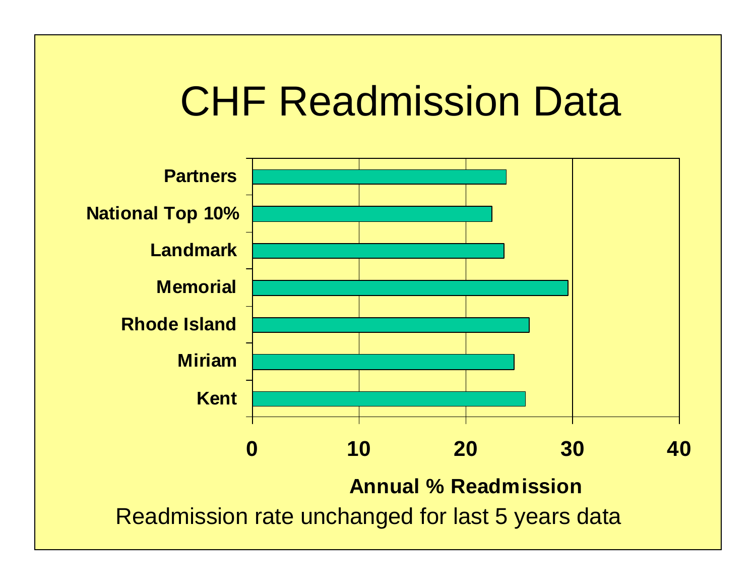# CHF Readmission Data

Bar chart — x-axis: Annual % Readmission (0, 10, 20, 30, 40). Categories: Partners, National Top 10%, Landmark, Memorial, Rhode Island, Miriam, Kent.

Readmission rate unchanged for last 5 years data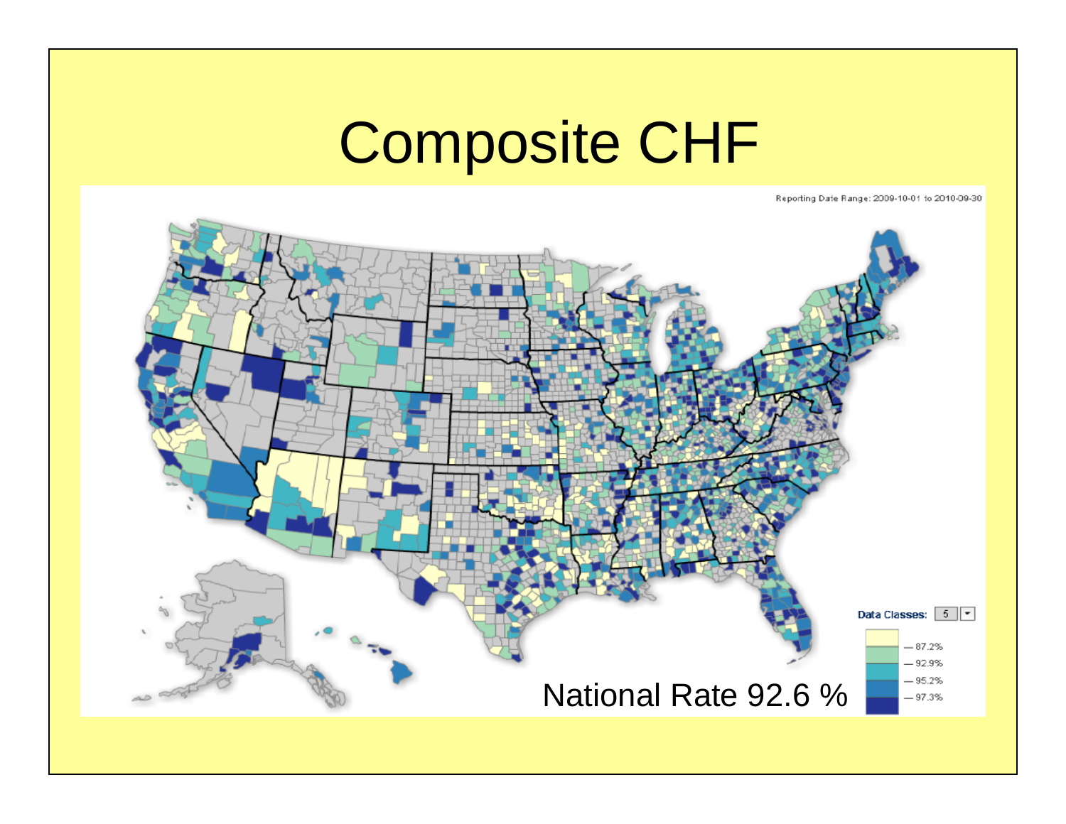# Composite CHF

Reporting Date Range: 2009-10-01 to 2010-09-30

Data Classes: 5

- 87.2%
- 92.9%
- 95.2%
- 97.3%

National Rate 92.6 %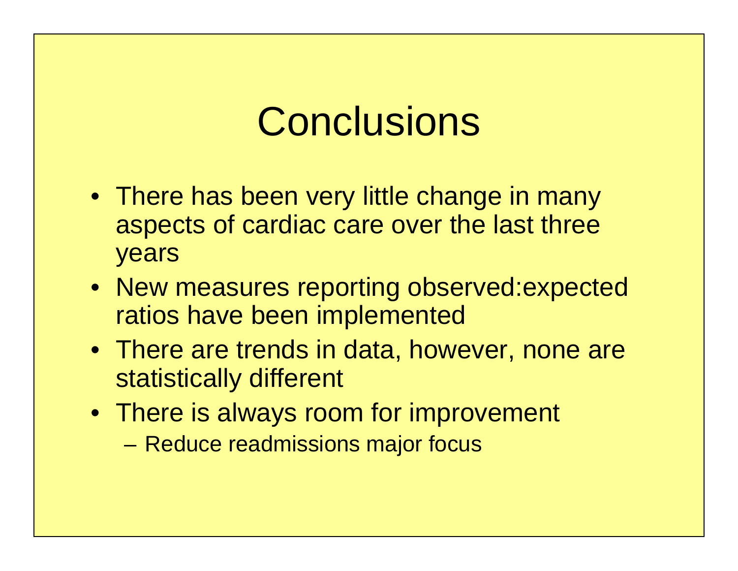# Conclusions

- There has been very little change in many aspects of cardiac care over the last three years
- New measures reporting observed:expected ratios have been implemented
- There are trends in data, however, none are statistically different
- There is always room for improvement
  - Reduce readmissions major focus